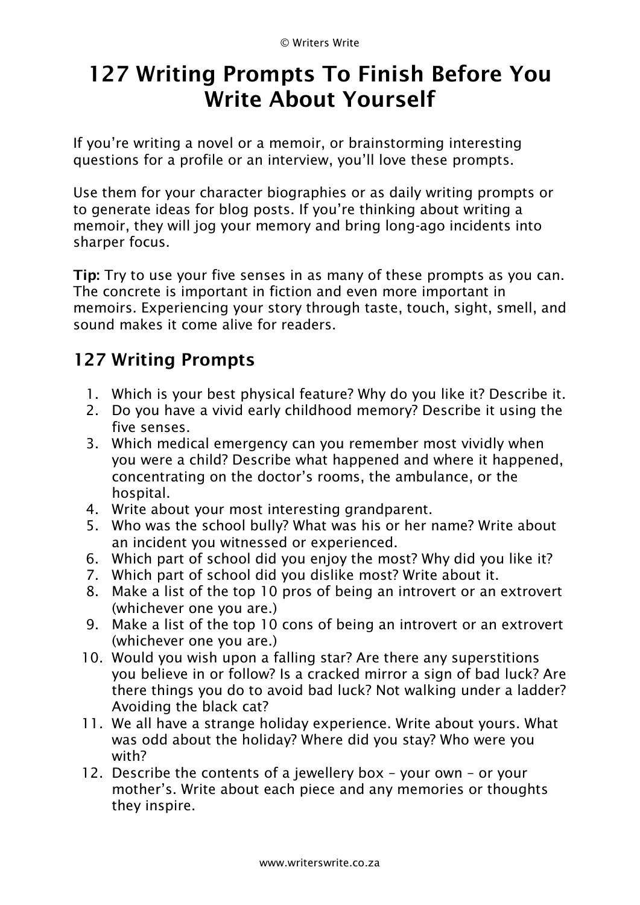# 127 Writing Prompts To Finish Before You Write About Yourself

If you're writing a novel or a memoir, or brainstorming interesting questions for a profile or an interview, you'll love these prompts.

Use them for your character biographies or as daily writing prompts or to generate ideas for blog posts. If you're thinking about writing a memoir, they will jog your memory and bring long-ago incidents into sharper focus.

**Tip:** Try to use your five senses in as many of these prompts as you can. The concrete is important in fiction and even more important in memoirs. Experiencing your story through taste, touch, sight, smell, and sound makes it come alive for readers.

## 127 Writing Prompts

1. Which is your best physical feature? Why do you like it? Describe it.
2. Do you have a vivid early childhood memory? Describe it using the five senses.
3. Which medical emergency can you remember most vividly when you were a child? Describe what happened and where it happened, concentrating on the doctor's rooms, the ambulance, or the hospital.
4. Write about your most interesting grandparent.
5. Who was the school bully? What was his or her name? Write about an incident you witnessed or experienced.
6. Which part of school did you enjoy the most? Why did you like it?
7. Which part of school did you dislike most? Write about it.
8. Make a list of the top 10 pros of being an introvert or an extrovert (whichever one you are.)
9. Make a list of the top 10 cons of being an introvert or an extrovert (whichever one you are.)
10. Would you wish upon a falling star? Are there any superstitions you believe in or follow? Is a cracked mirror a sign of bad luck? Are there things you do to avoid bad luck? Not walking under a ladder? Avoiding the black cat?
11. We all have a strange holiday experience. Write about yours. What was odd about the holiday? Where did you stay? Who were you with?
12. Describe the contents of a jewellery box – your own – or your mother's. Write about each piece and any memories or thoughts they inspire.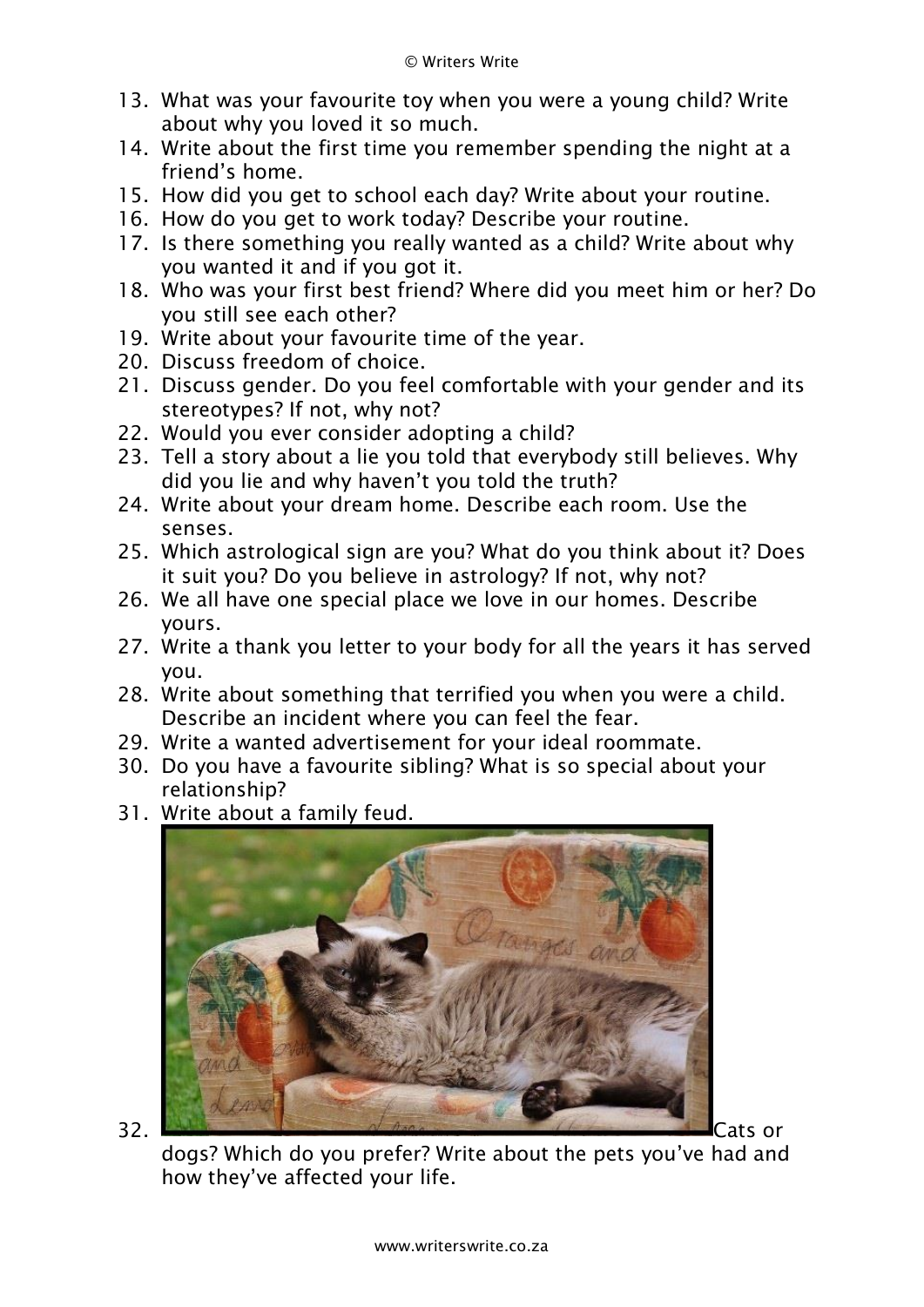13. What was your favourite toy when you were a young child? Write about why you loved it so much.
14. Write about the first time you remember spending the night at a friend's home.
15. How did you get to school each day? Write about your routine.
16. How do you get to work today? Describe your routine.
17. Is there something you really wanted as a child? Write about why you wanted it and if you got it.
18. Who was your first best friend? Where did you meet him or her? Do you still see each other?
19. Write about your favourite time of the year.
20. Discuss freedom of choice.
21. Discuss gender. Do you feel comfortable with your gender and its stereotypes? If not, why not?
22. Would you ever consider adopting a child?
23. Tell a story about a lie you told that everybody still believes. Why did you lie and why haven't you told the truth?
24. Write about your dream home. Describe each room. Use the senses.
25. Which astrological sign are you? What do you think about it? Does it suit you? Do you believe in astrology? If not, why not?
26. We all have one special place we love in our homes. Describe yours.
27. Write a thank you letter to your body for all the years it has served you.
28. Write about something that terrified you when you were a child. Describe an incident where you can feel the fear.
29. Write a wanted advertisement for your ideal roommate.
30. Do you have a favourite sibling? What is so special about your relationship?
31. Write about a family feud.
32. Cats or dogs? Which do you prefer? Write about the pets you've had and how they've affected your life.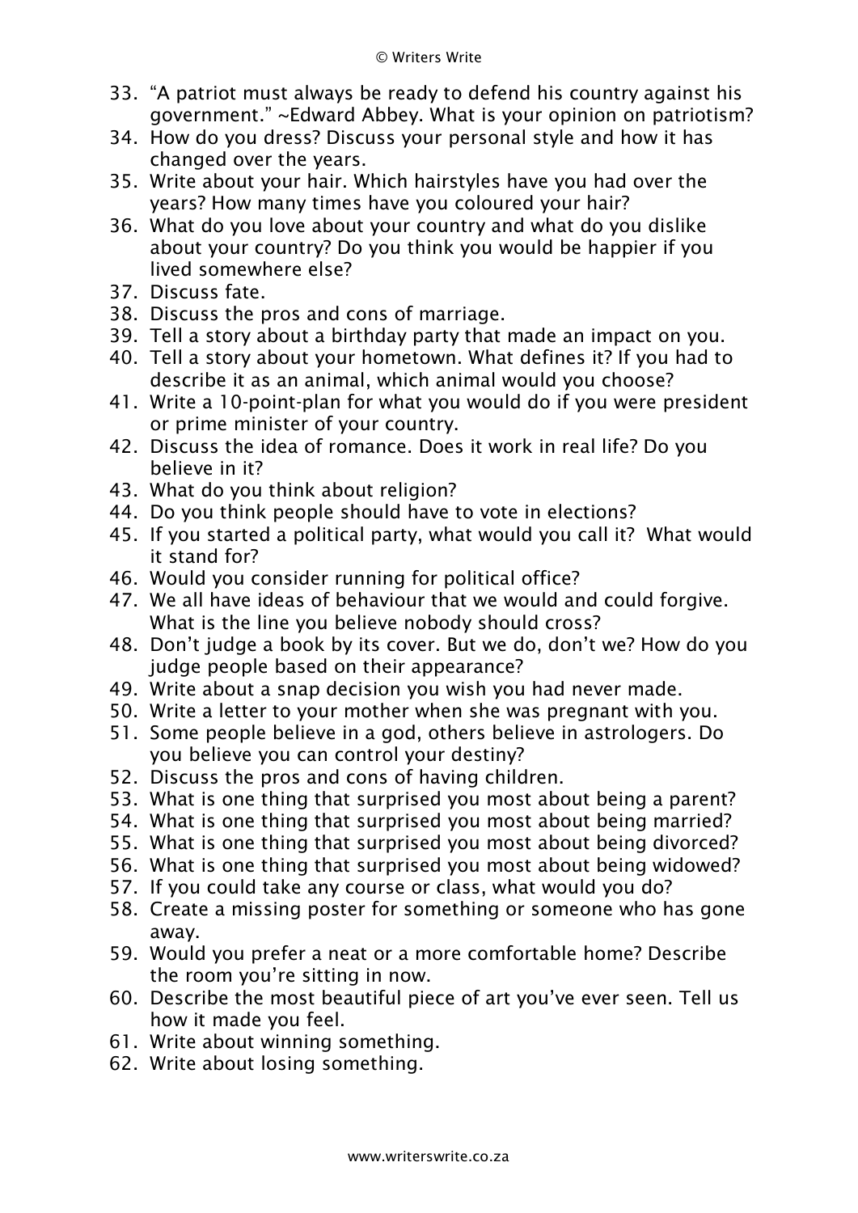33. "A patriot must always be ready to defend his country against his government." ~Edward Abbey. What is your opinion on patriotism?
34. How do you dress? Discuss your personal style and how it has changed over the years.
35. Write about your hair. Which hairstyles have you had over the years? How many times have you coloured your hair?
36. What do you love about your country and what do you dislike about your country? Do you think you would be happier if you lived somewhere else?
37. Discuss fate.
38. Discuss the pros and cons of marriage.
39. Tell a story about a birthday party that made an impact on you.
40. Tell a story about your hometown. What defines it? If you had to describe it as an animal, which animal would you choose?
41. Write a 10-point-plan for what you would do if you were president or prime minister of your country.
42. Discuss the idea of romance. Does it work in real life? Do you believe in it?
43. What do you think about religion?
44. Do you think people should have to vote in elections?
45. If you started a political party, what would you call it? What would it stand for?
46. Would you consider running for political office?
47. We all have ideas of behaviour that we would and could forgive. What is the line you believe nobody should cross?
48. Don't judge a book by its cover. But we do, don't we? How do you judge people based on their appearance?
49. Write about a snap decision you wish you had never made.
50. Write a letter to your mother when she was pregnant with you.
51. Some people believe in a god, others believe in astrologers. Do you believe you can control your destiny?
52. Discuss the pros and cons of having children.
53. What is one thing that surprised you most about being a parent?
54. What is one thing that surprised you most about being married?
55. What is one thing that surprised you most about being divorced?
56. What is one thing that surprised you most about being widowed?
57. If you could take any course or class, what would you do?
58. Create a missing poster for something or someone who has gone away.
59. Would you prefer a neat or a more comfortable home? Describe the room you're sitting in now.
60. Describe the most beautiful piece of art you've ever seen. Tell us how it made you feel.
61. Write about winning something.
62. Write about losing something.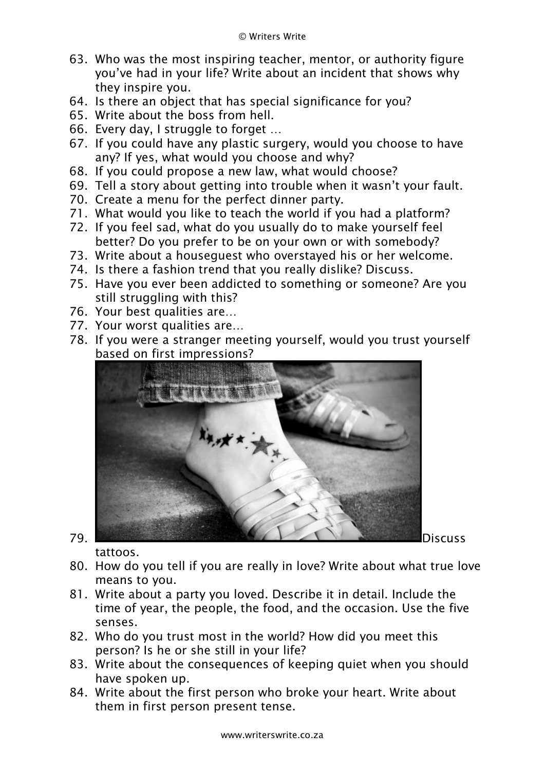63. Who was the most inspiring teacher, mentor, or authority figure you've had in your life? Write about an incident that shows why they inspire you.
64. Is there an object that has special significance for you?
65. Write about the boss from hell.
66. Every day, I struggle to forget …
67. If you could have any plastic surgery, would you choose to have any? If yes, what would you choose and why?
68. If you could propose a new law, what would choose?
69. Tell a story about getting into trouble when it wasn't your fault.
70. Create a menu for the perfect dinner party.
71. What would you like to teach the world if you had a platform?
72. If you feel sad, what do you usually do to make yourself feel better? Do you prefer to be on your own or with somebody?
73. Write about a houseguest who overstayed his or her welcome.
74. Is there a fashion trend that you really dislike? Discuss.
75. Have you ever been addicted to something or someone? Are you still struggling with this?
76. Your best qualities are…
77. Your worst qualities are…
78. If you were a stranger meeting yourself, would you trust yourself based on first impressions?
79. Discuss tattoos.
80. How do you tell if you are really in love? Write about what true love means to you.
81. Write about a party you loved. Describe it in detail. Include the time of year, the people, the food, and the occasion. Use the five senses.
82. Who do you trust most in the world? How did you meet this person? Is he or she still in your life?
83. Write about the consequences of keeping quiet when you should have spoken up.
84. Write about the first person who broke your heart. Write about them in first person present tense.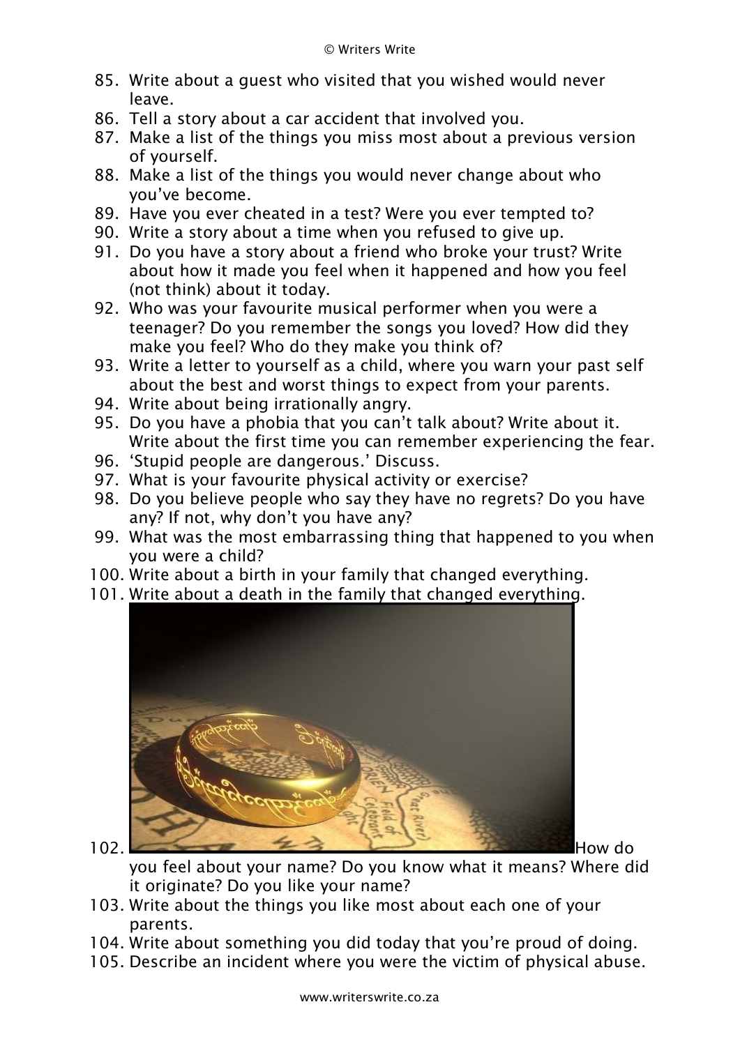85. Write about a guest who visited that you wished would never leave.
86. Tell a story about a car accident that involved you.
87. Make a list of the things you miss most about a previous version of yourself.
88. Make a list of the things you would never change about who you've become.
89. Have you ever cheated in a test? Were you ever tempted to?
90. Write a story about a time when you refused to give up.
91. Do you have a story about a friend who broke your trust? Write about how it made you feel when it happened and how you feel (not think) about it today.
92. Who was your favourite musical performer when you were a teenager? Do you remember the songs you loved? How did they make you feel? Who do they make you think of?
93. Write a letter to yourself as a child, where you warn your past self about the best and worst things to expect from your parents.
94. Write about being irrationally angry.
95. Do you have a phobia that you can't talk about? Write about it. Write about the first time you can remember experiencing the fear.
96. 'Stupid people are dangerous.' Discuss.
97. What is your favourite physical activity or exercise?
98. Do you believe people who say they have no regrets? Do you have any? If not, why don't you have any?
99. What was the most embarrassing thing that happened to you when you were a child?
100. Write about a birth in your family that changed everything.
101. Write about a death in the family that changed everything.
102. How do you feel about your name? Do you know what it means? Where did it originate? Do you like your name?
103. Write about the things you like most about each one of your parents.
104. Write about something you did today that you're proud of doing.
105. Describe an incident where you were the victim of physical abuse.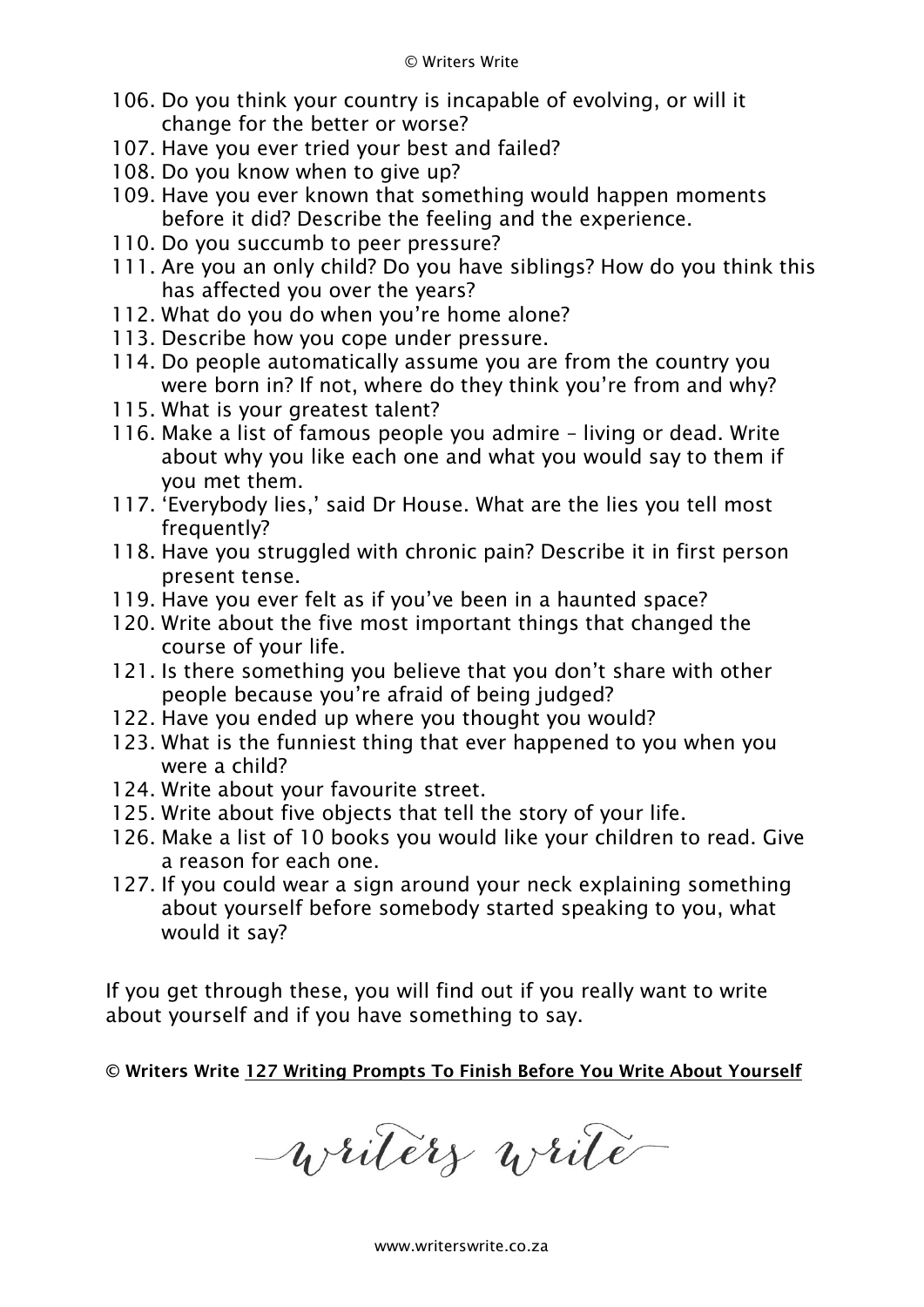106. Do you think your country is incapable of evolving, or will it change for the better or worse?
107. Have you ever tried your best and failed?
108. Do you know when to give up?
109. Have you ever known that something would happen moments before it did? Describe the feeling and the experience.
110. Do you succumb to peer pressure?
111. Are you an only child? Do you have siblings? How do you think this has affected you over the years?
112. What do you do when you're home alone?
113. Describe how you cope under pressure.
114. Do people automatically assume you are from the country you were born in? If not, where do they think you're from and why?
115. What is your greatest talent?
116. Make a list of famous people you admire – living or dead. Write about why you like each one and what you would say to them if you met them.
117. 'Everybody lies,' said Dr House. What are the lies you tell most frequently?
118. Have you struggled with chronic pain? Describe it in first person present tense.
119. Have you ever felt as if you've been in a haunted space?
120. Write about the five most important things that changed the course of your life.
121. Is there something you believe that you don't share with other people because you're afraid of being judged?
122. Have you ended up where you thought you would?
123. What is the funniest thing that ever happened to you when you were a child?
124. Write about your favourite street.
125. Write about five objects that tell the story of your life.
126. Make a list of 10 books you would like your children to read. Give a reason for each one.
127. If you could wear a sign around your neck explaining something about yourself before somebody started speaking to you, what would it say?

If you get through these, you will find out if you really want to write about yourself and if you have something to say.

**© Writers Write 127 Writing Prompts To Finish Before You Write About Yourself**

writers write

www.writerswrite.co.za